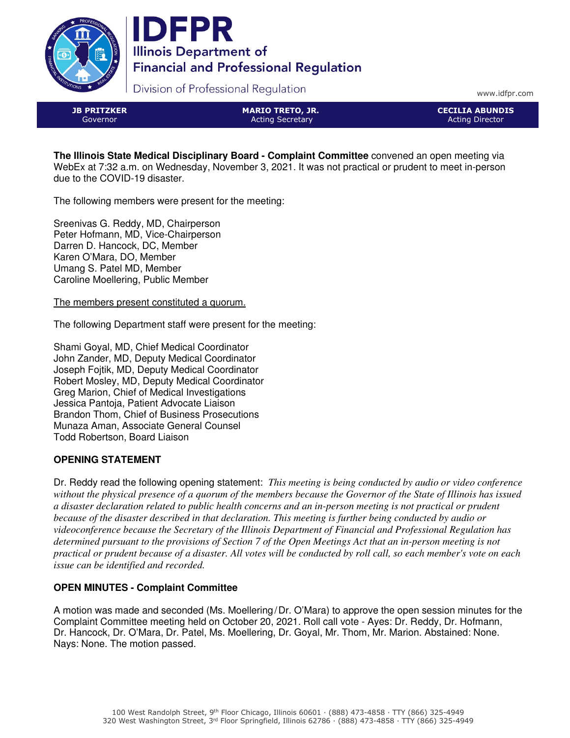# IDFPR

**Illinois Department of Financial and Professional Regulation**

Division of Professional Regulation

www.idfpr.com

| **JB PRITZKER** Governor | **MARIO TRETO, JR.** Acting Secretary | **CECILIA ABUNDIS** Acting Director |
| --- | --- | --- |

**The Illinois State Medical Disciplinary Board - Complaint Committee** convened an open meeting via WebEx at 7:32 a.m. on Wednesday, November 3, 2021. It was not practical or prudent to meet in-person due to the COVID-19 disaster.

The following members were present for the meeting:

Sreenivas G. Reddy, MD, Chairperson
Peter Hofmann, MD, Vice-Chairperson
Darren D. Hancock, DC, Member
Karen O'Mara, DO, Member
Umang S. Patel MD, Member
Caroline Moellering, Public Member

The members present constituted a quorum.

The following Department staff were present for the meeting:

Shami Goyal, MD, Chief Medical Coordinator
John Zander, MD, Deputy Medical Coordinator
Joseph Fojtik, MD, Deputy Medical Coordinator
Robert Mosley, MD, Deputy Medical Coordinator
Greg Marion, Chief of Medical Investigations
Jessica Pantoja, Patient Advocate Liaison
Brandon Thom, Chief of Business Prosecutions
Munaza Aman, Associate General Counsel
Todd Robertson, Board Liaison

## OPENING STATEMENT

Dr. Reddy read the following opening statement: *This meeting is being conducted by audio or video conference without the physical presence of a quorum of the members because the Governor of the State of Illinois has issued a disaster declaration related to public health concerns and an in-person meeting is not practical or prudent because of the disaster described in that declaration. This meeting is further being conducted by audio or videoconference because the Secretary of the Illinois Department of Financial and Professional Regulation has determined pursuant to the provisions of Section 7 of the Open Meetings Act that an in-person meeting is not practical or prudent because of a disaster. All votes will be conducted by roll call, so each member's vote on each issue can be identified and recorded.*

## OPEN MINUTES - Complaint Committee

A motion was made and seconded (Ms. Moellering/Dr. O'Mara) to approve the open session minutes for the Complaint Committee meeting held on October 20, 2021. Roll call vote - Ayes: Dr. Reddy, Dr. Hofmann, Dr. Hancock, Dr. O'Mara, Dr. Patel, Ms. Moellering, Dr. Goyal, Mr. Thom, Mr. Marion. Abstained: None. Nays: None. The motion passed.

100 West Randolph Street, 9th Floor Chicago, Illinois 60601 · (888) 473-4858 · TTY (866) 325-4949
320 West Washington Street, 3rd Floor Springfield, Illinois 62786 · (888) 473-4858 · TTY (866) 325-4949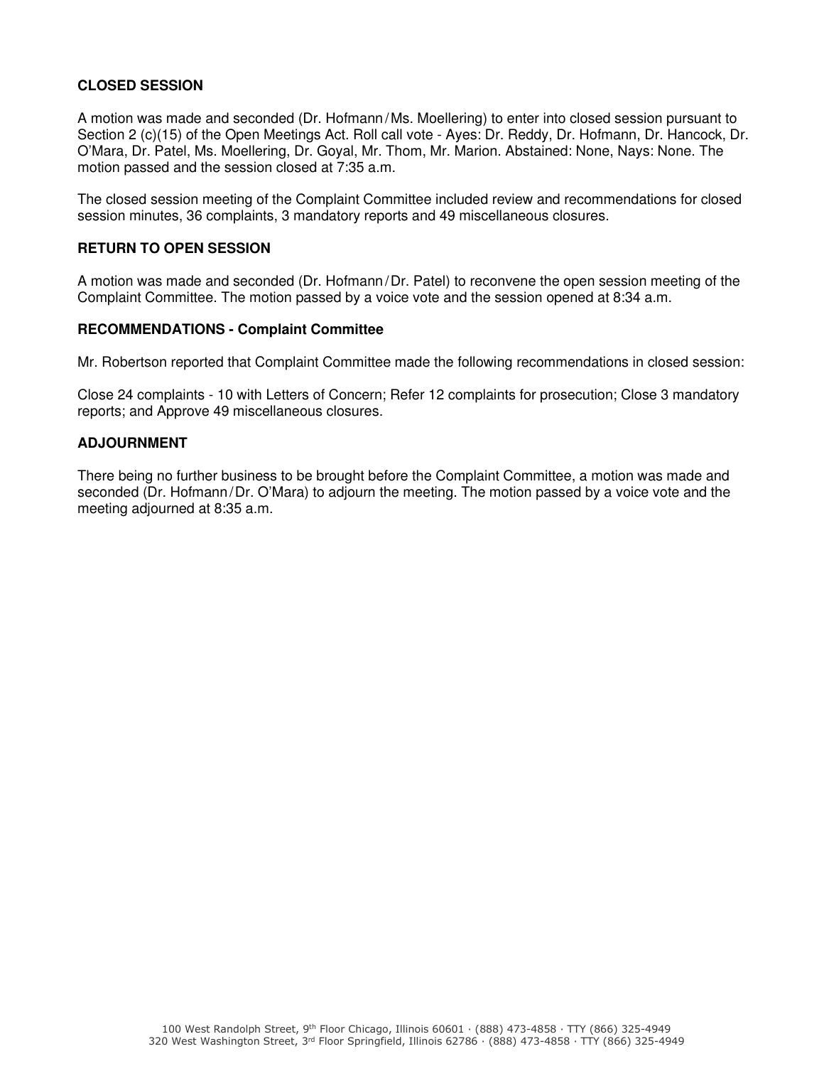## CLOSED SESSION

A motion was made and seconded (Dr. Hofmann / Ms. Moellering) to enter into closed session pursuant to Section 2 (c)(15) of the Open Meetings Act. Roll call vote - Ayes: Dr. Reddy, Dr. Hofmann, Dr. Hancock, Dr. O'Mara, Dr. Patel, Ms. Moellering, Dr. Goyal, Mr. Thom, Mr. Marion. Abstained: None, Nays: None. The motion passed and the session closed at 7:35 a.m.

The closed session meeting of the Complaint Committee included review and recommendations for closed session minutes, 36 complaints, 3 mandatory reports and 49 miscellaneous closures.

## RETURN TO OPEN SESSION

A motion was made and seconded (Dr. Hofmann / Dr. Patel) to reconvene the open session meeting of the Complaint Committee. The motion passed by a voice vote and the session opened at 8:34 a.m.

## RECOMMENDATIONS - Complaint Committee

Mr. Robertson reported that Complaint Committee made the following recommendations in closed session:

Close 24 complaints - 10 with Letters of Concern; Refer 12 complaints for prosecution; Close 3 mandatory reports; and Approve 49 miscellaneous closures.

## ADJOURNMENT

There being no further business to be brought before the Complaint Committee, a motion was made and seconded (Dr. Hofmann / Dr. O'Mara) to adjourn the meeting. The motion passed by a voice vote and the meeting adjourned at 8:35 a.m.